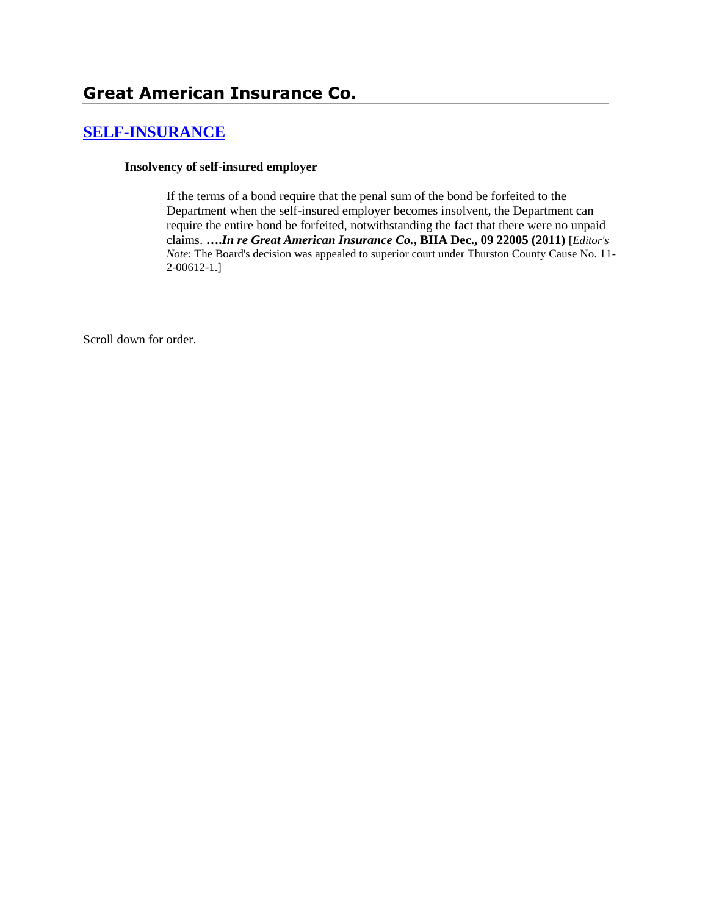# Great American Insurance Co.

## [SELF-INSURANCE]

**Insolvency of self-insured employer**

If the terms of a bond require that the penal sum of the bond be forfeited to the Department when the self-insured employer becomes insolvent, the Department can require the entire bond be forfeited, notwithstanding the fact that there were no unpaid claims. ****….In re Great American Insurance Co.*, BIIA Dec., 09 22005 (2011)** [*Editor's Note*: The Board's decision was appealed to superior court under Thurston County Cause No. 11-2-00612-1.]

Scroll down for order.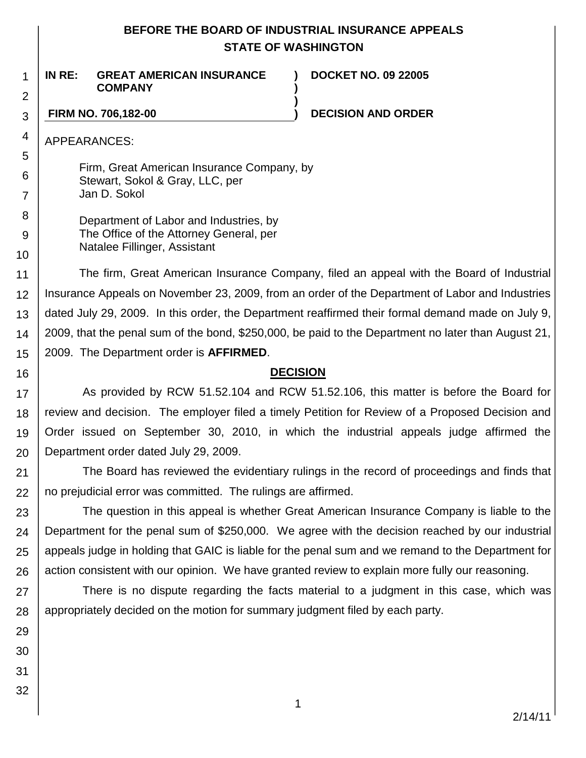# BEFORE THE BOARD OF INDUSTRIAL INSURANCE APPEALS
# STATE OF WASHINGTON

| | | |
|---|---|---|
| **IN RE: GREAT AMERICAN INSURANCE COMPANY** | **)** | **DOCKET NO. 09 22005** |
| | **)** | |
| | **)** | |
| **FIRM NO. 706,182-00** | **)** | **DECISION AND ORDER** |

APPEARANCES:

Firm, Great American Insurance Company, by
Stewart, Sokol & Gray, LLC, per
Jan D. Sokol

Department of Labor and Industries, by
The Office of the Attorney General, per
Natalee Fillinger, Assistant

The firm, Great American Insurance Company, filed an appeal with the Board of Industrial Insurance Appeals on November 23, 2009, from an order of the Department of Labor and Industries dated July 29, 2009. In this order, the Department reaffirmed their formal demand made on July 9, 2009, that the penal sum of the bond, $250,000, be paid to the Department no later than August 21, 2009. The Department order is **AFFIRMED**.

## DECISION

As provided by RCW 51.52.104 and RCW 51.52.106, this matter is before the Board for review and decision. The employer filed a timely Petition for Review of a Proposed Decision and Order issued on September 30, 2010, in which the industrial appeals judge affirmed the Department order dated July 29, 2009.

The Board has reviewed the evidentiary rulings in the record of proceedings and finds that no prejudicial error was committed. The rulings are affirmed.

The question in this appeal is whether Great American Insurance Company is liable to the Department for the penal sum of $250,000. We agree with the decision reached by our industrial appeals judge in holding that GAIC is liable for the penal sum and we remand to the Department for action consistent with our opinion. We have granted review to explain more fully our reasoning.

There is no dispute regarding the facts material to a judgment in this case, which was appropriately decided on the motion for summary judgment filed by each party.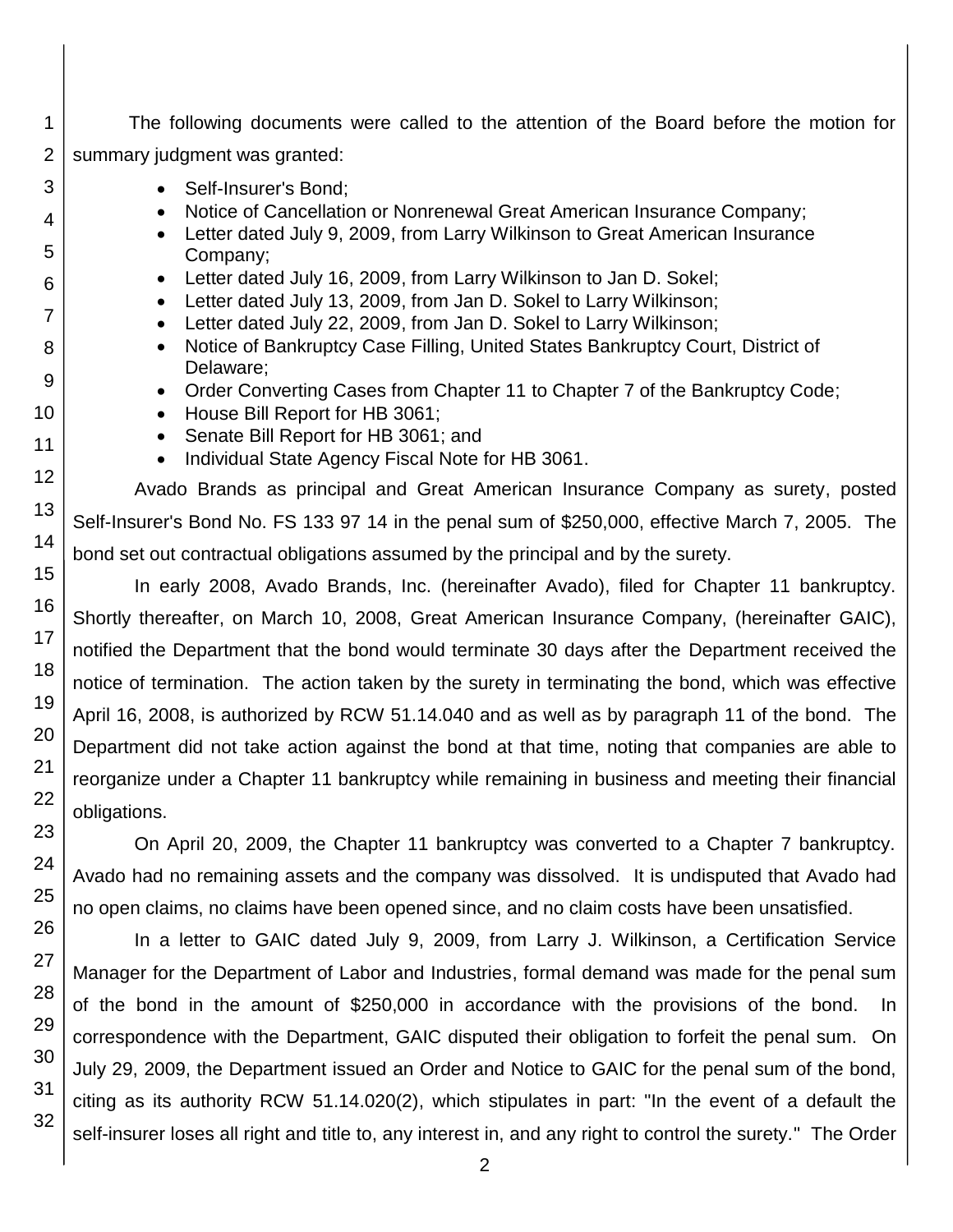The following documents were called to the attention of the Board before the motion for summary judgment was granted:

- Self-Insurer's Bond;
- Notice of Cancellation or Nonrenewal Great American Insurance Company;
- Letter dated July 9, 2009, from Larry Wilkinson to Great American Insurance Company;
- Letter dated July 16, 2009, from Larry Wilkinson to Jan D. Sokel;
- Letter dated July 13, 2009, from Jan D. Sokel to Larry Wilkinson;
- Letter dated July 22, 2009, from Jan D. Sokel to Larry Wilkinson;
- Notice of Bankruptcy Case Filling, United States Bankruptcy Court, District of Delaware;
- Order Converting Cases from Chapter 11 to Chapter 7 of the Bankruptcy Code;
- House Bill Report for HB 3061;
- Senate Bill Report for HB 3061; and
- Individual State Agency Fiscal Note for HB 3061.

Avado Brands as principal and Great American Insurance Company as surety, posted Self-Insurer's Bond No. FS 133 97 14 in the penal sum of $250,000, effective March 7, 2005. The bond set out contractual obligations assumed by the principal and by the surety.

In early 2008, Avado Brands, Inc. (hereinafter Avado), filed for Chapter 11 bankruptcy. Shortly thereafter, on March 10, 2008, Great American Insurance Company, (hereinafter GAIC), notified the Department that the bond would terminate 30 days after the Department received the notice of termination. The action taken by the surety in terminating the bond, which was effective April 16, 2008, is authorized by RCW 51.14.040 and as well as by paragraph 11 of the bond. The Department did not take action against the bond at that time, noting that companies are able to reorganize under a Chapter 11 bankruptcy while remaining in business and meeting their financial obligations.

On April 20, 2009, the Chapter 11 bankruptcy was converted to a Chapter 7 bankruptcy. Avado had no remaining assets and the company was dissolved. It is undisputed that Avado had no open claims, no claims have been opened since, and no claim costs have been unsatisfied.

In a letter to GAIC dated July 9, 2009, from Larry J. Wilkinson, a Certification Service Manager for the Department of Labor and Industries, formal demand was made for the penal sum of the bond in the amount of $250,000 in accordance with the provisions of the bond. In correspondence with the Department, GAIC disputed their obligation to forfeit the penal sum. On July 29, 2009, the Department issued an Order and Notice to GAIC for the penal sum of the bond, citing as its authority RCW 51.14.020(2), which stipulates in part: "In the event of a default the self-insurer loses all right and title to, any interest in, and any right to control the surety." The Order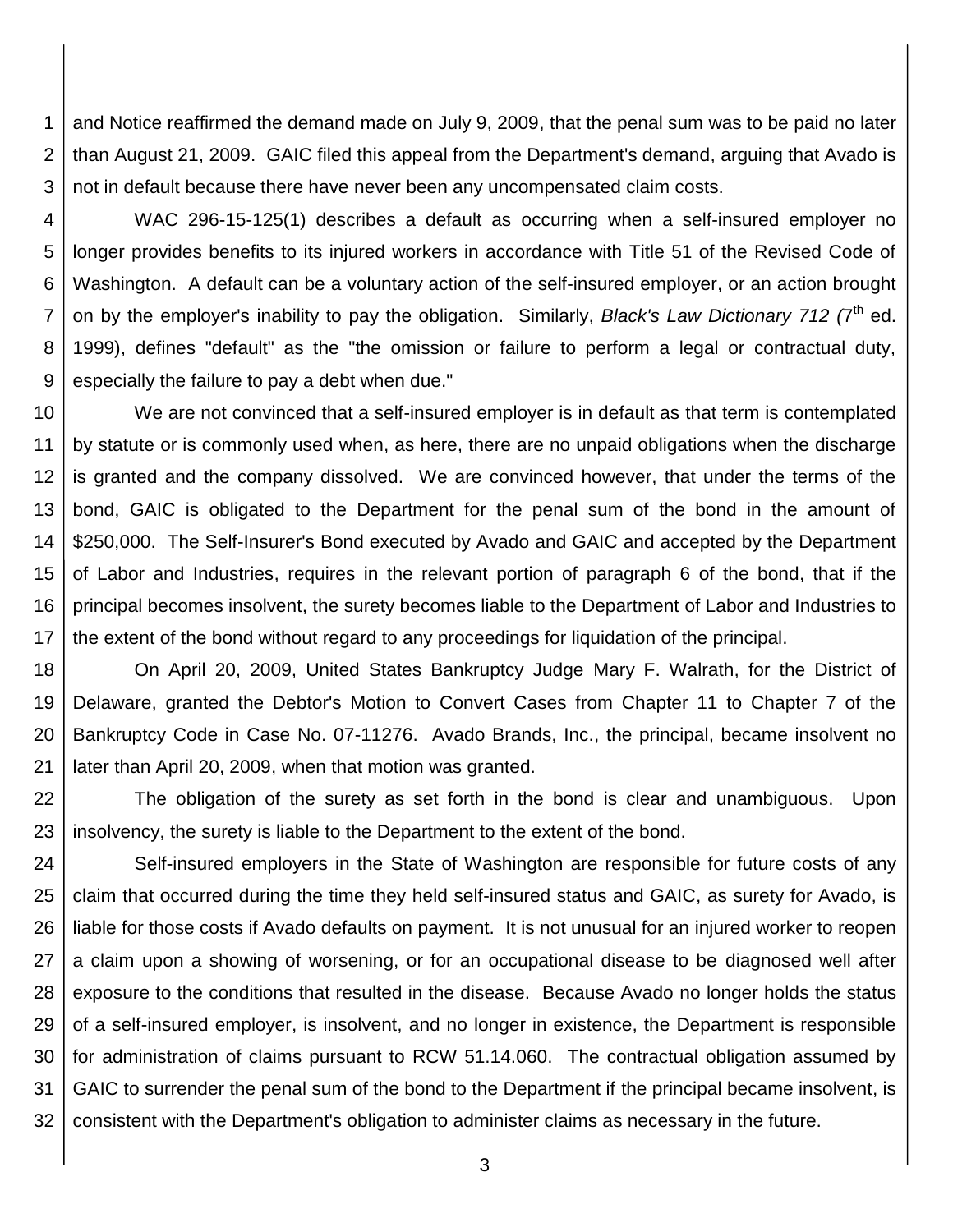and Notice reaffirmed the demand made on July 9, 2009, that the penal sum was to be paid no later than August 21, 2009. GAIC filed this appeal from the Department's demand, arguing that Avado is not in default because there have never been any uncompensated claim costs.

WAC 296-15-125(1) describes a default as occurring when a self-insured employer no longer provides benefits to its injured workers in accordance with Title 51 of the Revised Code of Washington. A default can be a voluntary action of the self-insured employer, or an action brought on by the employer's inability to pay the obligation. Similarly, *Black's Law Dictionary 712 (*7th ed. 1999), defines "default" as the "the omission or failure to perform a legal or contractual duty, especially the failure to pay a debt when due."

We are not convinced that a self-insured employer is in default as that term is contemplated by statute or is commonly used when, as here, there are no unpaid obligations when the discharge is granted and the company dissolved. We are convinced however, that under the terms of the bond, GAIC is obligated to the Department for the penal sum of the bond in the amount of $250,000. The Self-Insurer's Bond executed by Avado and GAIC and accepted by the Department of Labor and Industries, requires in the relevant portion of paragraph 6 of the bond, that if the principal becomes insolvent, the surety becomes liable to the Department of Labor and Industries to the extent of the bond without regard to any proceedings for liquidation of the principal.

On April 20, 2009, United States Bankruptcy Judge Mary F. Walrath, for the District of Delaware, granted the Debtor's Motion to Convert Cases from Chapter 11 to Chapter 7 of the Bankruptcy Code in Case No. 07-11276. Avado Brands, Inc., the principal, became insolvent no later than April 20, 2009, when that motion was granted.

The obligation of the surety as set forth in the bond is clear and unambiguous. Upon insolvency, the surety is liable to the Department to the extent of the bond.

Self-insured employers in the State of Washington are responsible for future costs of any claim that occurred during the time they held self-insured status and GAIC, as surety for Avado, is liable for those costs if Avado defaults on payment. It is not unusual for an injured worker to reopen a claim upon a showing of worsening, or for an occupational disease to be diagnosed well after exposure to the conditions that resulted in the disease. Because Avado no longer holds the status of a self-insured employer, is insolvent, and no longer in existence, the Department is responsible for administration of claims pursuant to RCW 51.14.060. The contractual obligation assumed by GAIC to surrender the penal sum of the bond to the Department if the principal became insolvent, is consistent with the Department's obligation to administer claims as necessary in the future.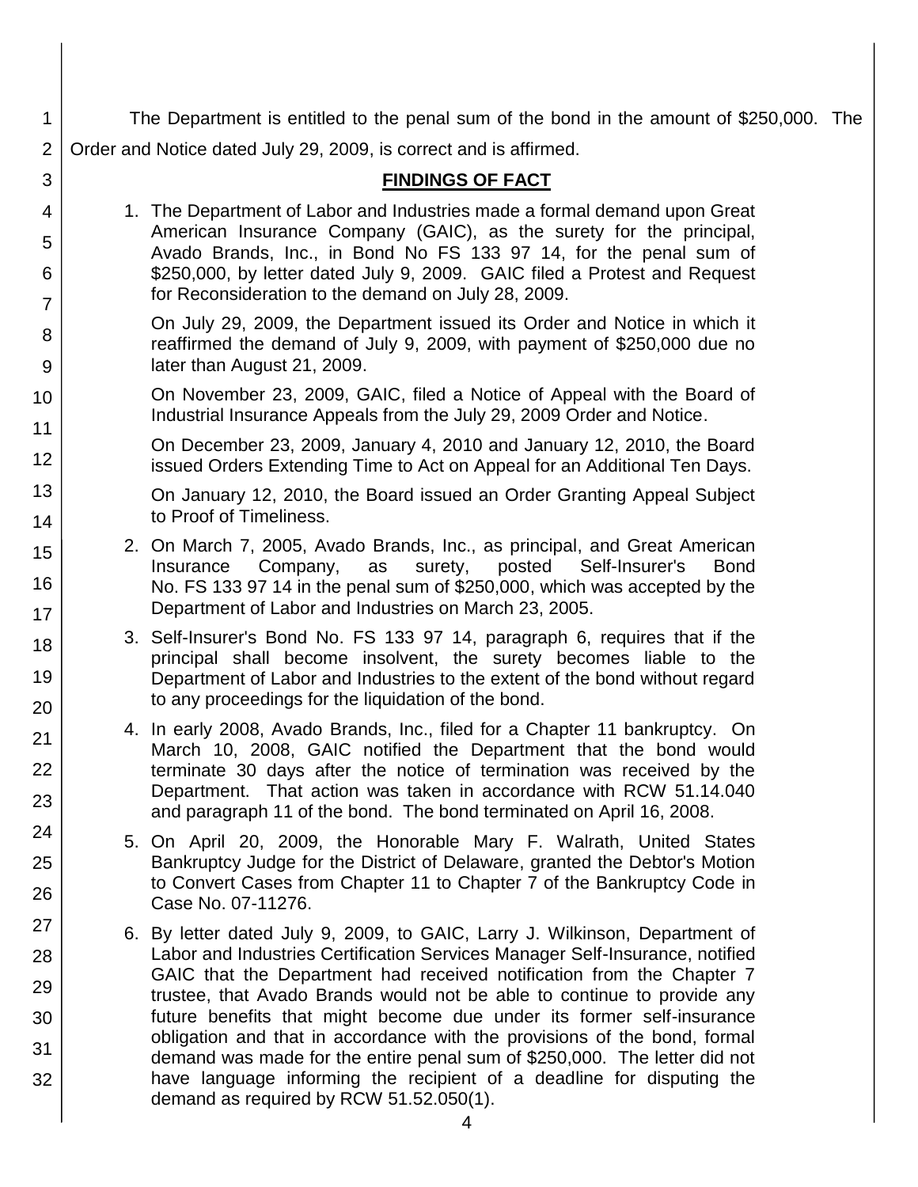The Department is entitled to the penal sum of the bond in the amount of $250,000. The Order and Notice dated July 29, 2009, is correct and is affirmed.

## FINDINGS OF FACT

1. The Department of Labor and Industries made a formal demand upon Great American Insurance Company (GAIC), as the surety for the principal, Avado Brands, Inc., in Bond No FS 133 97 14, for the penal sum of $250,000, by letter dated July 9, 2009. GAIC filed a Protest and Request for Reconsideration to the demand on July 28, 2009.

   On July 29, 2009, the Department issued its Order and Notice in which it reaffirmed the demand of July 9, 2009, with payment of $250,000 due no later than August 21, 2009.

   On November 23, 2009, GAIC, filed a Notice of Appeal with the Board of Industrial Insurance Appeals from the July 29, 2009 Order and Notice.

   On December 23, 2009, January 4, 2010 and January 12, 2010, the Board issued Orders Extending Time to Act on Appeal for an Additional Ten Days.

   On January 12, 2010, the Board issued an Order Granting Appeal Subject to Proof of Timeliness.

2. On March 7, 2005, Avado Brands, Inc., as principal, and Great American Insurance Company, as surety, posted Self-Insurer's Bond No. FS 133 97 14 in the penal sum of $250,000, which was accepted by the Department of Labor and Industries on March 23, 2005.

3. Self-Insurer's Bond No. FS 133 97 14, paragraph 6, requires that if the principal shall become insolvent, the surety becomes liable to the Department of Labor and Industries to the extent of the bond without regard to any proceedings for the liquidation of the bond.

4. In early 2008, Avado Brands, Inc., filed for a Chapter 11 bankruptcy. On March 10, 2008, GAIC notified the Department that the bond would terminate 30 days after the notice of termination was received by the Department. That action was taken in accordance with RCW 51.14.040 and paragraph 11 of the bond. The bond terminated on April 16, 2008.

5. On April 20, 2009, the Honorable Mary F. Walrath, United States Bankruptcy Judge for the District of Delaware, granted the Debtor's Motion to Convert Cases from Chapter 11 to Chapter 7 of the Bankruptcy Code in Case No. 07-11276.

6. By letter dated July 9, 2009, to GAIC, Larry J. Wilkinson, Department of Labor and Industries Certification Services Manager Self-Insurance, notified GAIC that the Department had received notification from the Chapter 7 trustee, that Avado Brands would not be able to continue to provide any future benefits that might become due under its former self-insurance obligation and that in accordance with the provisions of the bond, formal demand was made for the entire penal sum of $250,000. The letter did not have language informing the recipient of a deadline for disputing the demand as required by RCW 51.52.050(1).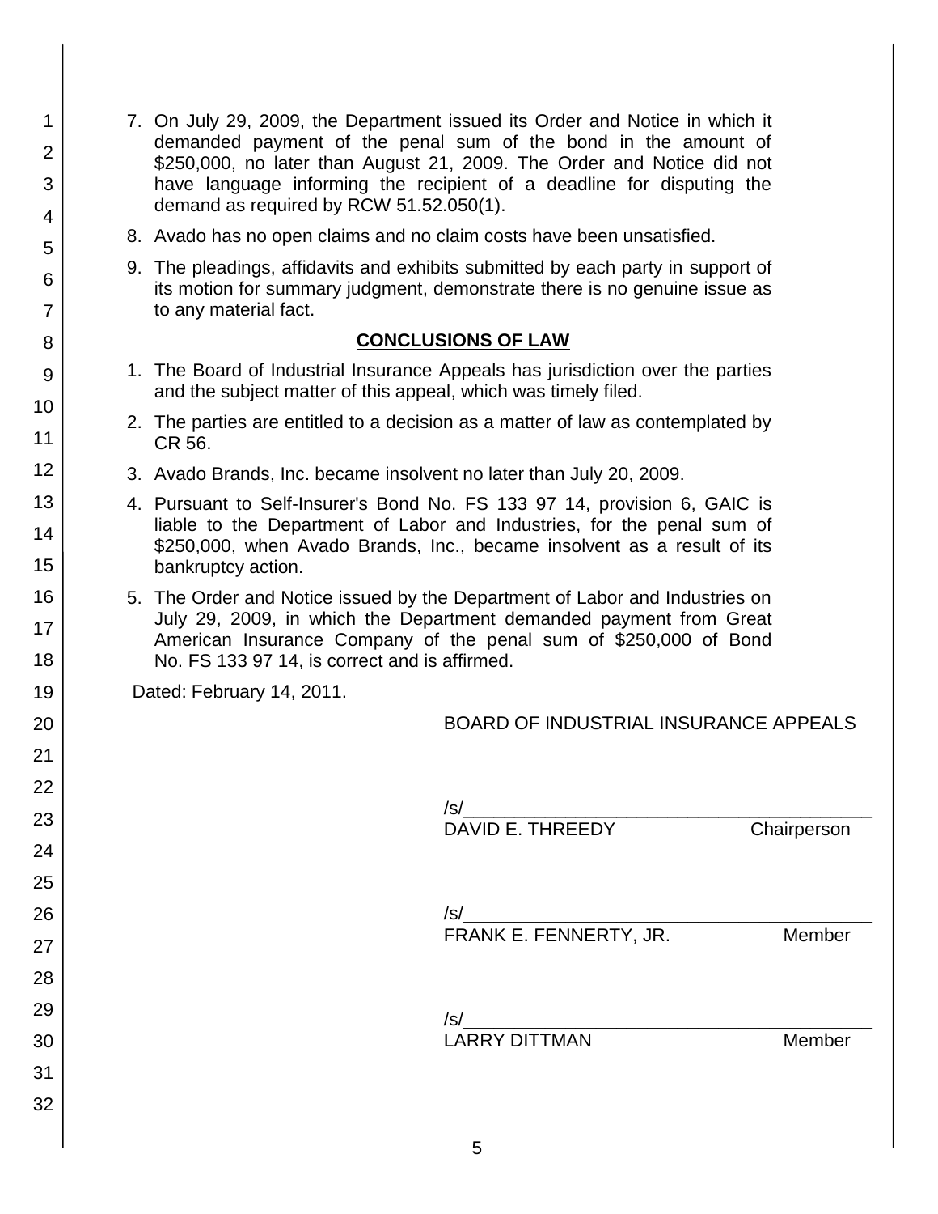7. On July 29, 2009, the Department issued its Order and Notice in which it demanded payment of the penal sum of the bond in the amount of $250,000, no later than August 21, 2009. The Order and Notice did not have language informing the recipient of a deadline for disputing the demand as required by RCW 51.52.050(1).
8. Avado has no open claims and no claim costs have been unsatisfied.
9. The pleadings, affidavits and exhibits submitted by each party in support of its motion for summary judgment, demonstrate there is no genuine issue as to any material fact.

## CONCLUSIONS OF LAW

1. The Board of Industrial Insurance Appeals has jurisdiction over the parties and the subject matter of this appeal, which was timely filed.
2. The parties are entitled to a decision as a matter of law as contemplated by CR 56.
3. Avado Brands, Inc. became insolvent no later than July 20, 2009.
4. Pursuant to Self-Insurer's Bond No. FS 133 97 14, provision 6, GAIC is liable to the Department of Labor and Industries, for the penal sum of $250,000, when Avado Brands, Inc., became insolvent as a result of its bankruptcy action.
5. The Order and Notice issued by the Department of Labor and Industries on July 29, 2009, in which the Department demanded payment from Great American Insurance Company of the penal sum of $250,000 of Bond No. FS 133 97 14, is correct and is affirmed.

Dated: February 14, 2011.

BOARD OF INDUSTRIAL INSURANCE APPEALS

/s/________________________________________
DAVID E. THREEDY Chairperson

/s/________________________________________
FRANK E. FENNERTY, JR. Member

/s/________________________________________
LARRY DITTMAN Member